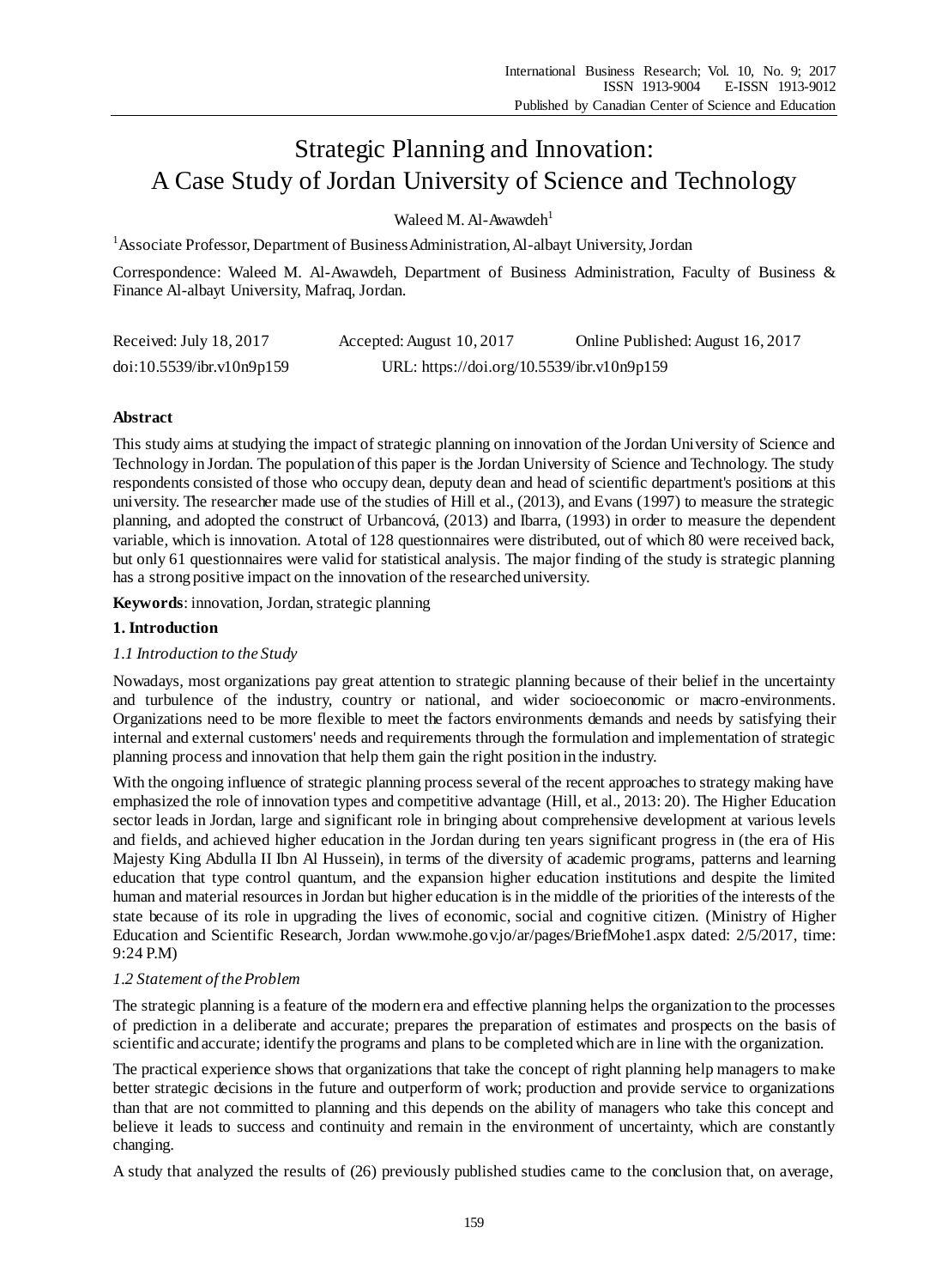# Strategic Planning and Innovation: A Case Study of Jordan University of Science and Technology

Waleed M. Al-Awawdeh[1]

[1]Associate Professor, Department of Business Administration, Al-albayt University, Jordan

Correspondence: Waleed M. Al-Awawdeh, Department of Business Administration, Faculty of Business & Finance Al-albayt University, Mafraq, Jordan.

Received: July 18, 2017   Accepted: August 10, 2017   Online Published: August 16, 2017

doi:10.5539/ibr.v10n9p159   URL: https://doi.org/10.5539/ibr.v10n9p159

**Abstract**

This study aims at studying the impact of strategic planning on innovation of the Jordan University of Science and Technology in Jordan. The population of this paper is the Jordan University of Science and Technology. The study respondents consisted of those who occupy dean, deputy dean and head of scientific department's positions at this university. The researcher made use of the studies of Hill et al., (2013), and Evans (1997) to measure the strategic planning, and adopted the construct of Urbancová, (2013) and Ibarra, (1993) in order to measure the dependent variable, which is innovation. A total of 128 questionnaires were distributed, out of which 80 were received back, but only 61 questionnaires were valid for statistical analysis. The major finding of the study is strategic planning has a strong positive impact on the innovation of the researched university.

**Keywords**: innovation, Jordan, strategic planning

## 1. Introduction

### *1.1 Introduction to the Study*

Nowadays, most organizations pay great attention to strategic planning because of their belief in the uncertainty and turbulence of the industry, country or national, and wider socioeconomic or macro-environments. Organizations need to be more flexible to meet the factors environments demands and needs by satisfying their internal and external customers' needs and requirements through the formulation and implementation of strategic planning process and innovation that help them gain the right position in the industry.

With the ongoing influence of strategic planning process several of the recent approaches to strategy making have emphasized the role of innovation types and competitive advantage (Hill, et al., 2013: 20). The Higher Education sector leads in Jordan, large and significant role in bringing about comprehensive development at various levels and fields, and achieved higher education in the Jordan during ten years significant progress in (the era of His Majesty King Abdulla II Ibn Al Hussein), in terms of the diversity of academic programs, patterns and learning education that type control quantum, and the expansion higher education institutions and despite the limited human and material resources in Jordan but higher education is in the middle of the priorities of the interests of the state because of its role in upgrading the lives of economic, social and cognitive citizen. (Ministry of Higher Education and Scientific Research, Jordan www.mohe.gov.jo/ar/pages/BriefMohe1.aspx dated: 2/5/2017, time: 9:24 P.M)

### *1.2 Statement of the Problem*

The strategic planning is a feature of the modern era and effective planning helps the organization to the processes of prediction in a deliberate and accurate; prepares the preparation of estimates and prospects on the basis of scientific and accurate; identify the programs and plans to be completed which are in line with the organization.

The practical experience shows that organizations that take the concept of right planning help managers to make better strategic decisions in the future and outperform of work; production and provide service to organizations than that are not committed to planning and this depends on the ability of managers who take this concept and believe it leads to success and continuity and remain in the environment of uncertainty, which are constantly changing.

A study that analyzed the results of (26) previously published studies came to the conclusion that, on average,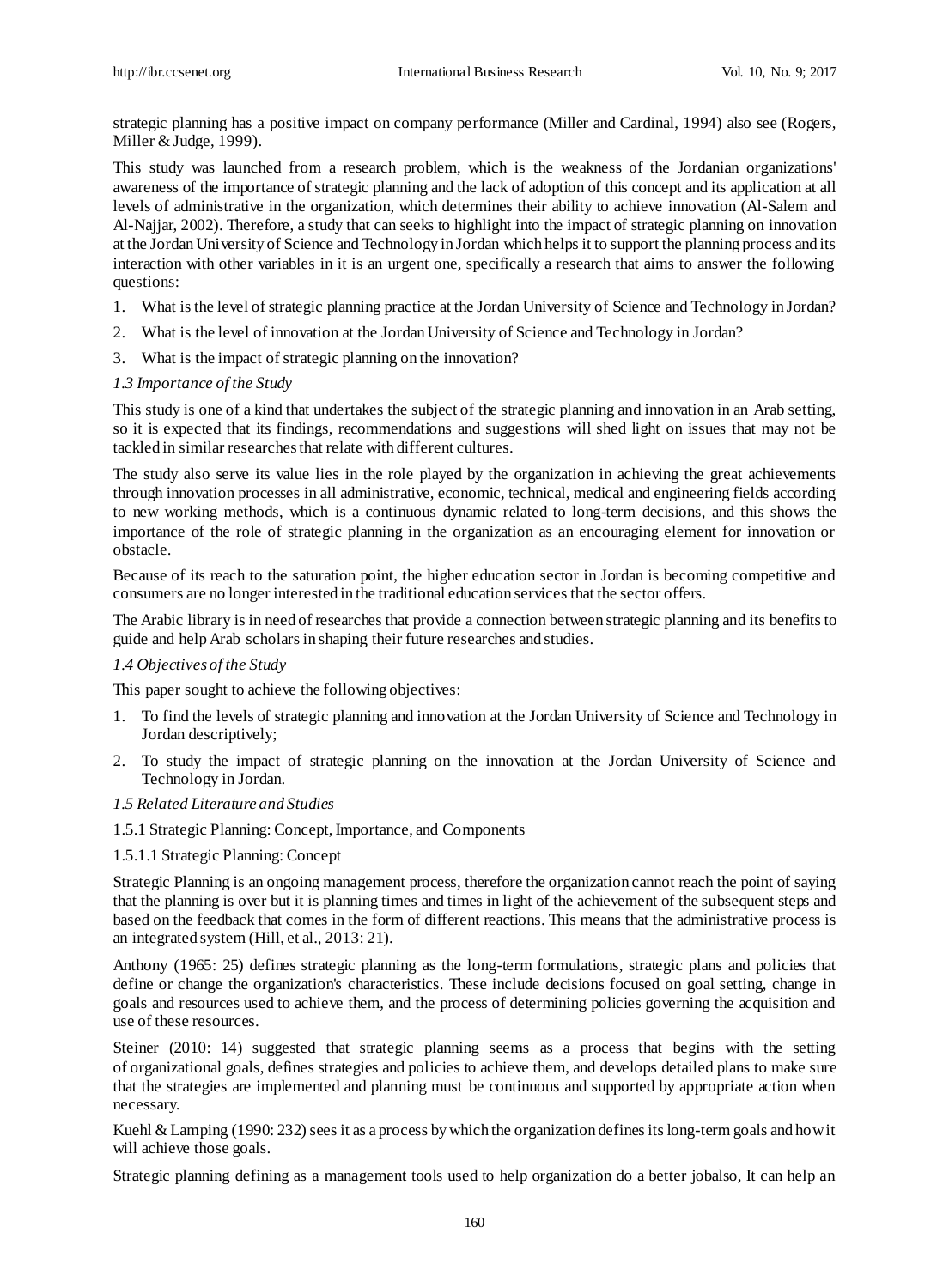strategic planning has a positive impact on company performance (Miller and Cardinal, 1994) also see (Rogers, Miller & Judge, 1999).

This study was launched from a research problem, which is the weakness of the Jordanian organizations' awareness of the importance of strategic planning and the lack of adoption of this concept and its application at all levels of administrative in the organization, which determines their ability to achieve innovation (Al-Salem and Al-Najjar, 2002). Therefore, a study that can seeks to highlight into the impact of strategic planning on innovation at the Jordan University of Science and Technology in Jordan which helps it to support the planning process and its interaction with other variables in it is an urgent one, specifically a research that aims to answer the following questions:

1. What is the level of strategic planning practice at the Jordan University of Science and Technology in Jordan?
2. What is the level of innovation at the Jordan University of Science and Technology in Jordan?
3. What is the impact of strategic planning on the innovation?

### *1.3 Importance of the Study*

This study is one of a kind that undertakes the subject of the strategic planning and innovation in an Arab setting, so it is expected that its findings, recommendations and suggestions will shed light on issues that may not be tackled in similar researches that relate with different cultures.

The study also serve its value lies in the role played by the organization in achieving the great achievements through innovation processes in all administrative, economic, technical, medical and engineering fields according to new working methods, which is a continuous dynamic related to long-term decisions, and this shows the importance of the role of strategic planning in the organization as an encouraging element for innovation or obstacle.

Because of its reach to the saturation point, the higher education sector in Jordan is becoming competitive and consumers are no longer interested in the traditional education services that the sector offers.

The Arabic library is in need of researches that provide a connection between strategic planning and its benefits to guide and help Arab scholars in shaping their future researches and studies.

### *1.4 Objectives of the Study*

This paper sought to achieve the following objectives:

1. To find the levels of strategic planning and innovation at the Jordan University of Science and Technology in Jordan descriptively;
2. To study the impact of strategic planning on the innovation at the Jordan University of Science and Technology in Jordan.

### *1.5 Related Literature and Studies*

#### 1.5.1 Strategic Planning: Concept, Importance, and Components

##### 1.5.1.1 Strategic Planning: Concept

Strategic Planning is an ongoing management process, therefore the organization cannot reach the point of saying that the planning is over but it is planning times and times in light of the achievement of the subsequent steps and based on the feedback that comes in the form of different reactions. This means that the administrative process is an integrated system (Hill, et al., 2013: 21).

Anthony (1965: 25) defines strategic planning as the long-term formulations, strategic plans and policies that define or change the organization's characteristics. These include decisions focused on goal setting, change in goals and resources used to achieve them, and the process of determining policies governing the acquisition and use of these resources.

Steiner (2010: 14) suggested that strategic planning seems as a process that begins with the setting of organizational goals, defines strategies and policies to achieve them, and develops detailed plans to make sure that the strategies are implemented and planning must be continuous and supported by appropriate action when necessary.

Kuehl & Lamping (1990: 232) sees it as a process by which the organization defines its long-term goals and how it will achieve those goals.

Strategic planning defining as a management tools used to help organization do a better jobalso, It can help an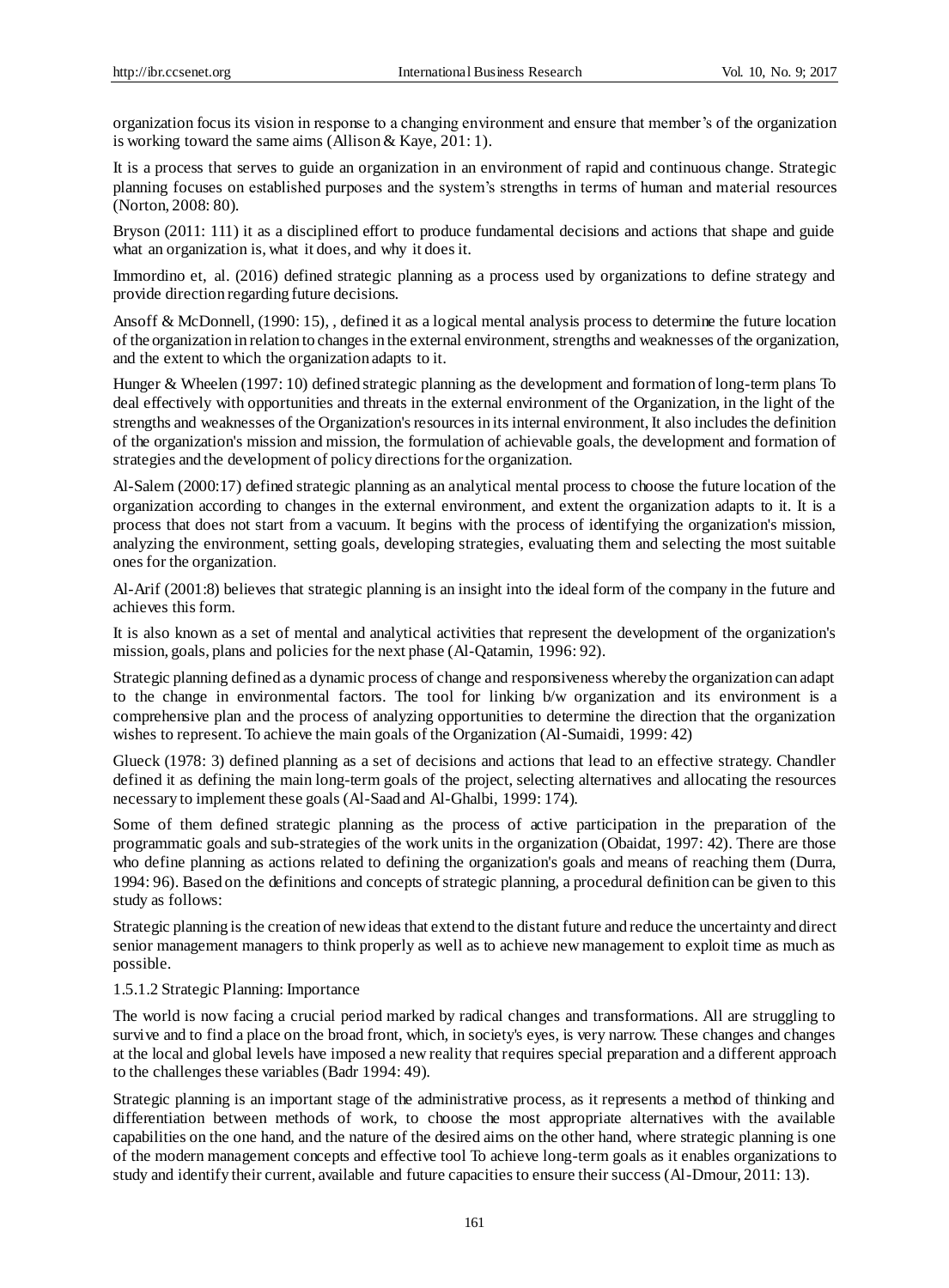organization focus its vision in response to a changing environment and ensure that member's of the organization is working toward the same aims (Allison & Kaye, 201: 1).

It is a process that serves to guide an organization in an environment of rapid and continuous change. Strategic planning focuses on established purposes and the system's strengths in terms of human and material resources (Norton, 2008: 80).

Bryson (2011: 111) it as a disciplined effort to produce fundamental decisions and actions that shape and guide what an organization is, what it does, and why it does it.

Immordino et, al. (2016) defined strategic planning as a process used by organizations to define strategy and provide direction regarding future decisions.

Ansoff & McDonnell, (1990: 15), , defined it as a logical mental analysis process to determine the future location of the organization in relation to changes in the external environment, strengths and weaknesses of the organization, and the extent to which the organization adapts to it.

Hunger & Wheelen (1997: 10) defined strategic planning as the development and formation of long-term plans To deal effectively with opportunities and threats in the external environment of the Organization, in the light of the strengths and weaknesses of the Organization's resources in its internal environment, It also includes the definition of the organization's mission and mission, the formulation of achievable goals, the development and formation of strategies and the development of policy directions for the organization.

Al-Salem (2000:17) defined strategic planning as an analytical mental process to choose the future location of the organization according to changes in the external environment, and extent the organization adapts to it. It is a process that does not start from a vacuum. It begins with the process of identifying the organization's mission, analyzing the environment, setting goals, developing strategies, evaluating them and selecting the most suitable ones for the organization.

Al-Arif (2001:8) believes that strategic planning is an insight into the ideal form of the company in the future and achieves this form.

It is also known as a set of mental and analytical activities that represent the development of the organization's mission, goals, plans and policies for the next phase (Al-Qatamin, 1996: 92).

Strategic planning defined as a dynamic process of change and responsiveness whereby the organization can adapt to the change in environmental factors. The tool for linking b/w organization and its environment is a comprehensive plan and the process of analyzing opportunities to determine the direction that the organization wishes to represent. To achieve the main goals of the Organization (Al-Sumaidi, 1999: 42)

Glueck (1978: 3) defined planning as a set of decisions and actions that lead to an effective strategy. Chandler defined it as defining the main long-term goals of the project, selecting alternatives and allocating the resources necessary to implement these goals (Al-Saad and Al-Ghalbi, 1999: 174).

Some of them defined strategic planning as the process of active participation in the preparation of the programmatic goals and sub-strategies of the work units in the organization (Obaidat, 1997: 42). There are those who define planning as actions related to defining the organization's goals and means of reaching them (Durra, 1994: 96). Based on the definitions and concepts of strategic planning, a procedural definition can be given to this study as follows:

Strategic planning is the creation of new ideas that extend to the distant future and reduce the uncertainty and direct senior management managers to think properly as well as to achieve new management to exploit time as much as possible.

1.5.1.2 Strategic Planning: Importance

The world is now facing a crucial period marked by radical changes and transformations. All are struggling to survive and to find a place on the broad front, which, in society's eyes, is very narrow. These changes and changes at the local and global levels have imposed a new reality that requires special preparation and a different approach to the challenges these variables (Badr 1994: 49).

Strategic planning is an important stage of the administrative process, as it represents a method of thinking and differentiation between methods of work, to choose the most appropriate alternatives with the available capabilities on the one hand, and the nature of the desired aims on the other hand, where strategic planning is one of the modern management concepts and effective tool To achieve long-term goals as it enables organizations to study and identify their current, available and future capacities to ensure their success (Al-Dmour, 2011: 13).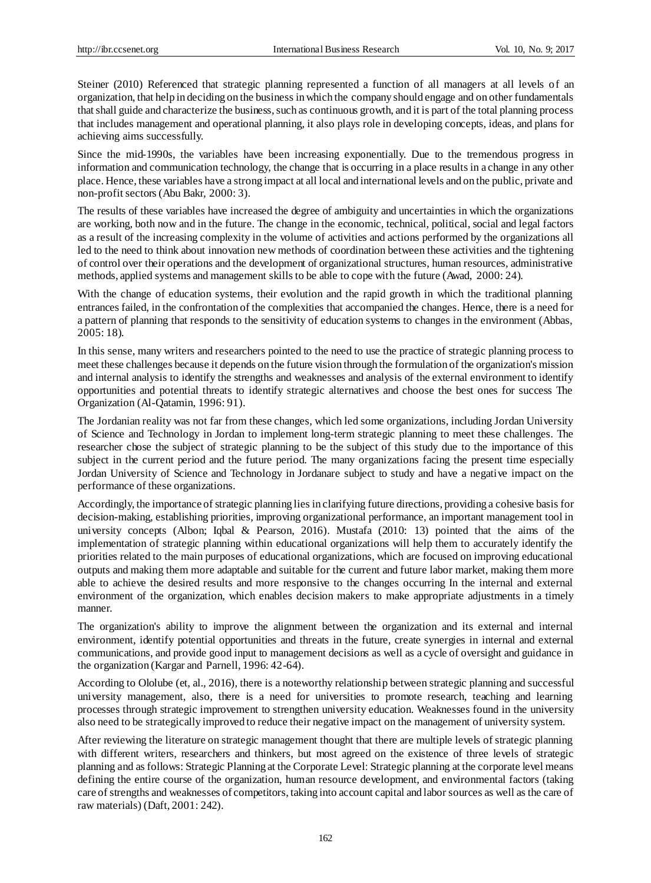Steiner (2010) Referenced that strategic planning represented a function of all managers at all levels of an organization, that help in deciding on the business in which the company should engage and on other fundamentals that shall guide and characterize the business, such as continuous growth, and it is part of the total planning process that includes management and operational planning, it also plays role in developing concepts, ideas, and plans for achieving aims successfully.

Since the mid-1990s, the variables have been increasing exponentially. Due to the tremendous progress in information and communication technology, the change that is occurring in a place results in a change in any other place. Hence, these variables have a strong impact at all local and international levels and on the public, private and non-profit sectors (Abu Bakr, 2000: 3).

The results of these variables have increased the degree of ambiguity and uncertainties in which the organizations are working, both now and in the future. The change in the economic, technical, political, social and legal factors as a result of the increasing complexity in the volume of activities and actions performed by the organizations all led to the need to think about innovation new methods of coordination between these activities and the tightening of control over their operations and the development of organizational structures, human resources, administrative methods, applied systems and management skills to be able to cope with the future (Awad, 2000: 24).

With the change of education systems, their evolution and the rapid growth in which the traditional planning entrances failed, in the confrontation of the complexities that accompanied the changes. Hence, there is a need for a pattern of planning that responds to the sensitivity of education systems to changes in the environment (Abbas, 2005: 18).

In this sense, many writers and researchers pointed to the need to use the practice of strategic planning process to meet these challenges because it depends on the future vision through the formulation of the organization's mission and internal analysis to identify the strengths and weaknesses and analysis of the external environment to identify opportunities and potential threats to identify strategic alternatives and choose the best ones for success The Organization (Al-Qatamin, 1996: 91).

The Jordanian reality was not far from these changes, which led some organizations, including Jordan University of Science and Technology in Jordan to implement long-term strategic planning to meet these challenges. The researcher chose the subject of strategic planning to be the subject of this study due to the importance of this subject in the current period and the future period. The many organizations facing the present time especially Jordan University of Science and Technology in Jordanare subject to study and have a negative impact on the performance of these organizations.

Accordingly, the importance of strategic planning lies in clarifying future directions, providing a cohesive basis for decision-making, establishing priorities, improving organizational performance, an important management tool in university concepts (Albon; Iqbal & Pearson, 2016). Mustafa (2010: 13) pointed that the aims of the implementation of strategic planning within educational organizations will help them to accurately identify the priorities related to the main purposes of educational organizations, which are focused on improving educational outputs and making them more adaptable and suitable for the current and future labor market, making them more able to achieve the desired results and more responsive to the changes occurring In the internal and external environment of the organization, which enables decision makers to make appropriate adjustments in a timely manner.

The organization's ability to improve the alignment between the organization and its external and internal environment, identify potential opportunities and threats in the future, create synergies in internal and external communications, and provide good input to management decisions as well as a cycle of oversight and guidance in the organization (Kargar and Parnell, 1996: 42-64).

According to Ololube (et, al., 2016), there is a noteworthy relationship between strategic planning and successful university management, also, there is a need for universities to promote research, teaching and learning processes through strategic improvement to strengthen university education. Weaknesses found in the university also need to be strategically improved to reduce their negative impact on the management of university system.

After reviewing the literature on strategic management thought that there are multiple levels of strategic planning with different writers, researchers and thinkers, but most agreed on the existence of three levels of strategic planning and as follows: Strategic Planning at the Corporate Level: Strategic planning at the corporate level means defining the entire course of the organization, human resource development, and environmental factors (taking care of strengths and weaknesses of competitors, taking into account capital and labor sources as well as the care of raw materials) (Daft, 2001: 242).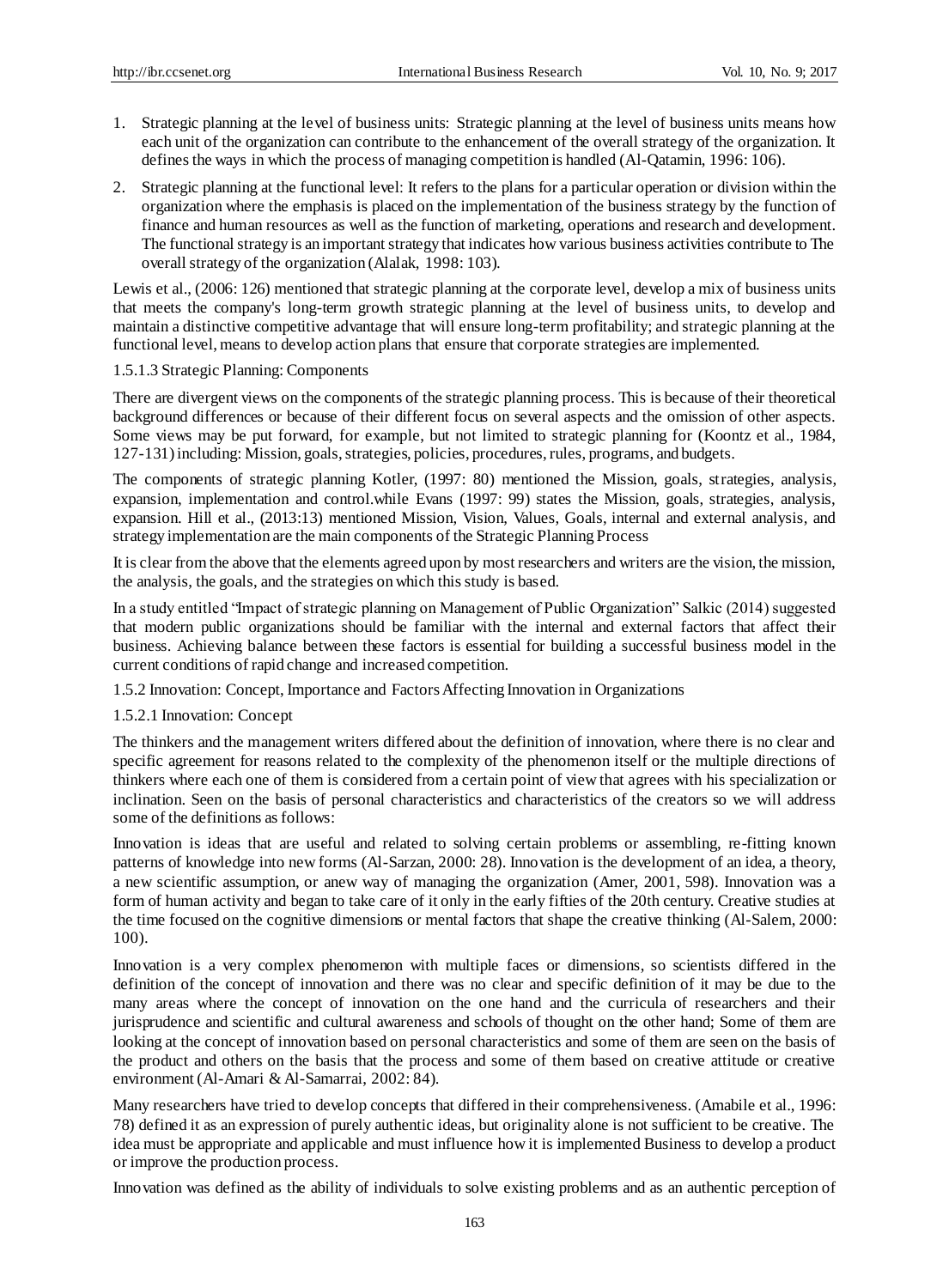1. Strategic planning at the level of business units: Strategic planning at the level of business units means how each unit of the organization can contribute to the enhancement of the overall strategy of the organization. It defines the ways in which the process of managing competition is handled (Al-Qatamin, 1996: 106).
2. Strategic planning at the functional level: It refers to the plans for a particular operation or division within the organization where the emphasis is placed on the implementation of the business strategy by the function of finance and human resources as well as the function of marketing, operations and research and development. The functional strategy is an important strategy that indicates how various business activities contribute to The overall strategy of the organization (Alalak, 1998: 103).

Lewis et al., (2006: 126) mentioned that strategic planning at the corporate level, develop a mix of business units that meets the company's long-term growth strategic planning at the level of business units, to develop and maintain a distinctive competitive advantage that will ensure long-term profitability; and strategic planning at the functional level, means to develop action plans that ensure that corporate strategies are implemented.

#### 1.5.1.3 Strategic Planning: Components

There are divergent views on the components of the strategic planning process. This is because of their theoretical background differences or because of their different focus on several aspects and the omission of other aspects. Some views may be put forward, for example, but not limited to strategic planning for (Koontz et al., 1984, 127-131) including: Mission, goals, strategies, policies, procedures, rules, programs, and budgets.

The components of strategic planning Kotler, (1997: 80) mentioned the Mission, goals, strategies, analysis, expansion, implementation and control.while Evans (1997: 99) states the Mission, goals, strategies, analysis, expansion. Hill et al., (2013:13) mentioned Mission, Vision, Values, Goals, internal and external analysis, and strategy implementation are the main components of the Strategic Planning Process

It is clear from the above that the elements agreed upon by most researchers and writers are the vision, the mission, the analysis, the goals, and the strategies on which this study is based.

In a study entitled "Impact of strategic planning on Management of Public Organization" Salkic (2014) suggested that modern public organizations should be familiar with the internal and external factors that affect their business. Achieving balance between these factors is essential for building a successful business model in the current conditions of rapid change and increased competition.

### 1.5.2 Innovation: Concept, Importance and Factors Affecting Innovation in Organizations

#### 1.5.2.1 Innovation: Concept

The thinkers and the management writers differed about the definition of innovation, where there is no clear and specific agreement for reasons related to the complexity of the phenomenon itself or the multiple directions of thinkers where each one of them is considered from a certain point of view that agrees with his specialization or inclination. Seen on the basis of personal characteristics and characteristics of the creators so we will address some of the definitions as follows:

Innovation is ideas that are useful and related to solving certain problems or assembling, re-fitting known patterns of knowledge into new forms (Al-Sarzan, 2000: 28). Innovation is the development of an idea, a theory, a new scientific assumption, or anew way of managing the organization (Amer, 2001, 598). Innovation was a form of human activity and began to take care of it only in the early fifties of the 20th century. Creative studies at the time focused on the cognitive dimensions or mental factors that shape the creative thinking (Al-Salem, 2000: 100).

Innovation is a very complex phenomenon with multiple faces or dimensions, so scientists differed in the definition of the concept of innovation and there was no clear and specific definition of it may be due to the many areas where the concept of innovation on the one hand and the curricula of researchers and their jurisprudence and scientific and cultural awareness and schools of thought on the other hand; Some of them are looking at the concept of innovation based on personal characteristics and some of them are seen on the basis of the product and others on the basis that the process and some of them based on creative attitude or creative environment (Al-Amari & Al-Samarrai, 2002: 84).

Many researchers have tried to develop concepts that differed in their comprehensiveness. (Amabile et al., 1996: 78) defined it as an expression of purely authentic ideas, but originality alone is not sufficient to be creative. The idea must be appropriate and applicable and must influence how it is implemented Business to develop a product or improve the production process.

Innovation was defined as the ability of individuals to solve existing problems and as an authentic perception of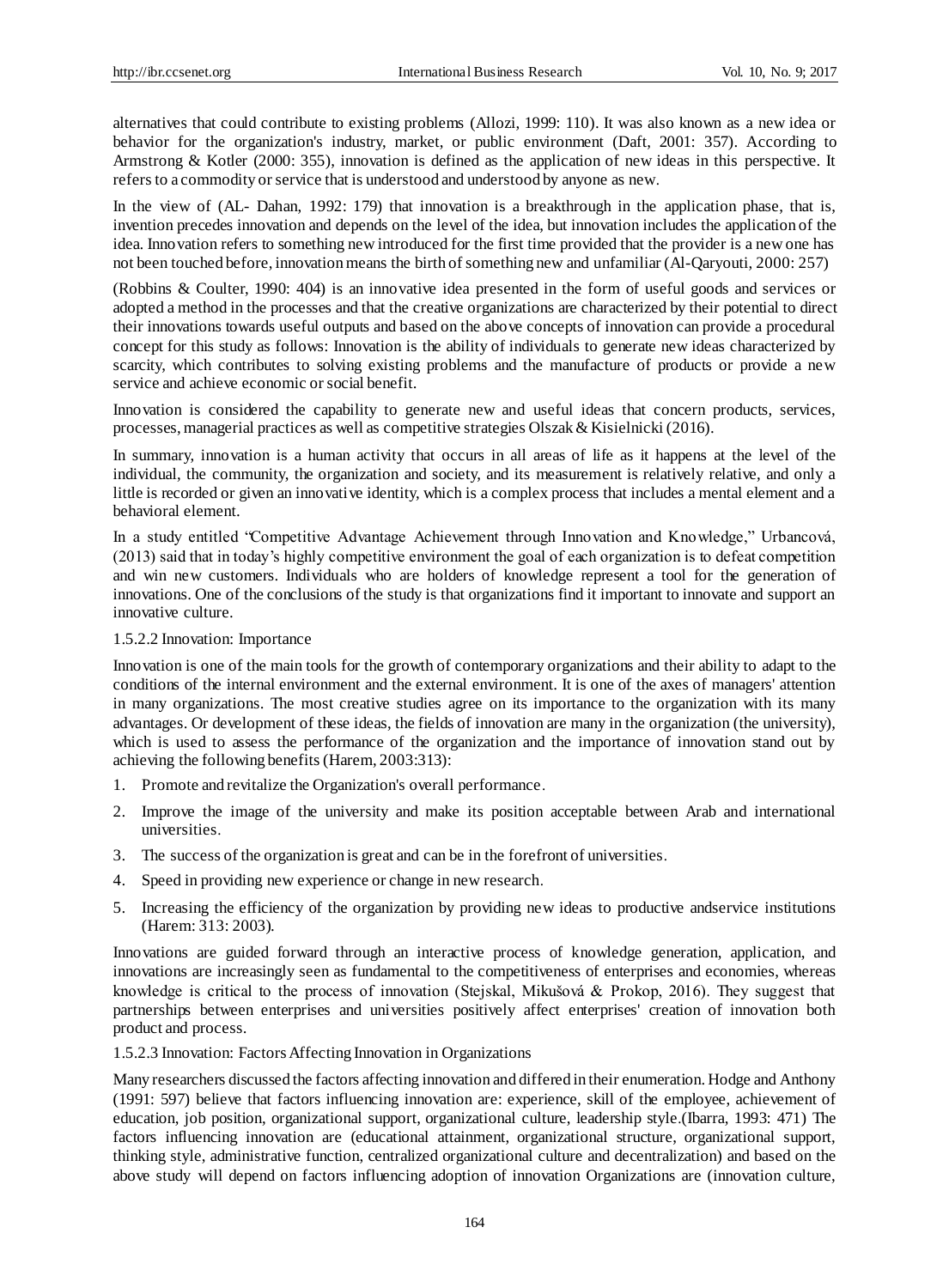alternatives that could contribute to existing problems (Allozi, 1999: 110). It was also known as a new idea or behavior for the organization's industry, market, or public environment (Daft, 2001: 357). According to Armstrong & Kotler (2000: 355), innovation is defined as the application of new ideas in this perspective. It refers to a commodity or service that is understood and understood by anyone as new.

In the view of (AL- Dahan, 1992: 179) that innovation is a breakthrough in the application phase, that is, invention precedes innovation and depends on the level of the idea, but innovation includes the application of the idea. Innovation refers to something new introduced for the first time provided that the provider is a new one has not been touched before, innovation means the birth of something new and unfamiliar (Al-Qaryouti, 2000: 257)

(Robbins & Coulter, 1990: 404) is an innovative idea presented in the form of useful goods and services or adopted a method in the processes and that the creative organizations are characterized by their potential to direct their innovations towards useful outputs and based on the above concepts of innovation can provide a procedural concept for this study as follows: Innovation is the ability of individuals to generate new ideas characterized by scarcity, which contributes to solving existing problems and the manufacture of products or provide a new service and achieve economic or social benefit.

Innovation is considered the capability to generate new and useful ideas that concern products, services, processes, managerial practices as well as competitive strategies Olszak & Kisielnicki (2016).

In summary, innovation is a human activity that occurs in all areas of life as it happens at the level of the individual, the community, the organization and society, and its measurement is relatively relative, and only a little is recorded or given an innovative identity, which is a complex process that includes a mental element and a behavioral element.

In a study entitled "Competitive Advantage Achievement through Innovation and Knowledge," Urbancová, (2013) said that in today's highly competitive environment the goal of each organization is to defeat competition and win new customers. Individuals who are holders of knowledge represent a tool for the generation of innovations. One of the conclusions of the study is that organizations find it important to innovate and support an innovative culture.

1.5.2.2 Innovation: Importance

Innovation is one of the main tools for the growth of contemporary organizations and their ability to adapt to the conditions of the internal environment and the external environment. It is one of the axes of managers' attention in many organizations. The most creative studies agree on its importance to the organization with its many advantages. Or development of these ideas, the fields of innovation are many in the organization (the university), which is used to assess the performance of the organization and the importance of innovation stand out by achieving the following benefits (Harem, 2003:313):

1. Promote and revitalize the Organization's overall performance.
2. Improve the image of the university and make its position acceptable between Arab and international universities.
3. The success of the organization is great and can be in the forefront of universities.
4. Speed in providing new experience or change in new research.
5. Increasing the efficiency of the organization by providing new ideas to productive andservice institutions (Harem: 313: 2003).

Innovations are guided forward through an interactive process of knowledge generation, application, and innovations are increasingly seen as fundamental to the competitiveness of enterprises and economies, whereas knowledge is critical to the process of innovation (Stejskal, Mikušová & Prokop, 2016). They suggest that partnerships between enterprises and universities positively affect enterprises' creation of innovation both product and process.

1.5.2.3 Innovation: Factors Affecting Innovation in Organizations

Many researchers discussed the factors affecting innovation and differed in their enumeration. Hodge and Anthony (1991: 597) believe that factors influencing innovation are: experience, skill of the employee, achievement of education, job position, organizational support, organizational culture, leadership style.(Ibarra, 1993: 471) The factors influencing innovation are (educational attainment, organizational structure, organizational support, thinking style, administrative function, centralized organizational culture and decentralization) and based on the above study will depend on factors influencing adoption of innovation Organizations are (innovation culture,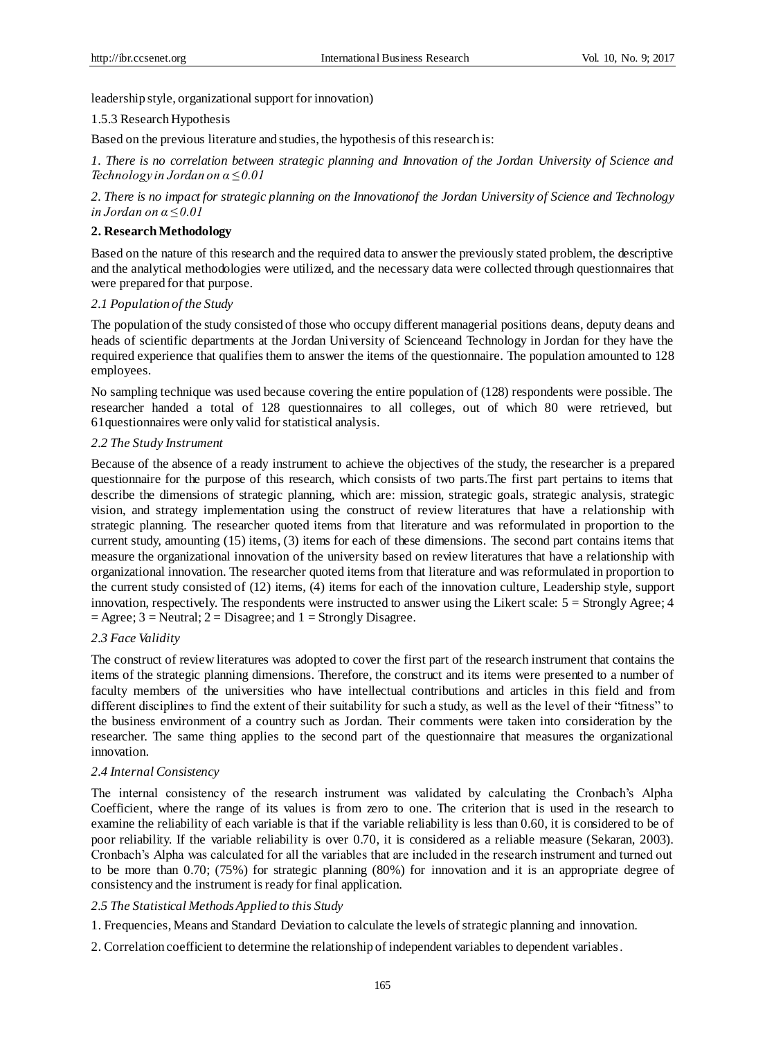leadership style, organizational support for innovation)

### 1.5.3 Research Hypothesis

Based on the previous literature and studies, the hypothesis of this research is:

*1. There is no correlation between strategic planning and Innovation of the Jordan University of Science and Technology in Jordan on $\alpha \leq 0.01$*

*2. There is no impact for strategic planning on the Innovationof the Jordan University of Science and Technology in Jordan on $\alpha \leq 0.01$*

## 2. Research Methodology

Based on the nature of this research and the required data to answer the previously stated problem, the descriptive and the analytical methodologies were utilized, and the necessary data were collected through questionnaires that were prepared for that purpose.

### *2.1 Population of the Study*

The population of the study consisted of those who occupy different managerial positions deans, deputy deans and heads of scientific departments at the Jordan University of Scienceand Technology in Jordan for they have the required experience that qualifies them to answer the items of the questionnaire. The population amounted to 128 employees.

No sampling technique was used because covering the entire population of (128) respondents were possible. The researcher handed a total of 128 questionnaires to all colleges, out of which 80 were retrieved, but 61questionnaires were only valid for statistical analysis.

### *2.2 The Study Instrument*

Because of the absence of a ready instrument to achieve the objectives of the study, the researcher is a prepared questionnaire for the purpose of this research, which consists of two parts.The first part pertains to items that describe the dimensions of strategic planning, which are: mission, strategic goals, strategic analysis, strategic vision, and strategy implementation using the construct of review literatures that have a relationship with strategic planning. The researcher quoted items from that literature and was reformulated in proportion to the current study, amounting (15) items, (3) items for each of these dimensions. The second part contains items that measure the organizational innovation of the university based on review literatures that have a relationship with organizational innovation. The researcher quoted items from that literature and was reformulated in proportion to the current study consisted of (12) items, (4) items for each of the innovation culture, Leadership style, support innovation, respectively. The respondents were instructed to answer using the Likert scale: 5 = Strongly Agree; 4 = Agree; 3 = Neutral; 2 = Disagree; and 1 = Strongly Disagree.

### *2.3 Face Validity*

The construct of review literatures was adopted to cover the first part of the research instrument that contains the items of the strategic planning dimensions. Therefore, the construct and its items were presented to a number of faculty members of the universities who have intellectual contributions and articles in this field and from different disciplines to find the extent of their suitability for such a study, as well as the level of their "fitness" to the business environment of a country such as Jordan. Their comments were taken into consideration by the researcher. The same thing applies to the second part of the questionnaire that measures the organizational innovation.

### *2.4 Internal Consistency*

The internal consistency of the research instrument was validated by calculating the Cronbach's Alpha Coefficient, where the range of its values is from zero to one. The criterion that is used in the research to examine the reliability of each variable is that if the variable reliability is less than 0.60, it is considered to be of poor reliability. If the variable reliability is over 0.70, it is considered as a reliable measure (Sekaran, 2003). Cronbach's Alpha was calculated for all the variables that are included in the research instrument and turned out to be more than 0.70; (75%) for strategic planning (80%) for innovation and it is an appropriate degree of consistency and the instrument is ready for final application.

### *2.5 The Statistical Methods Applied to this Study*

1. Frequencies, Means and Standard Deviation to calculate the levels of strategic planning and innovation.

2. Correlation coefficient to determine the relationship of independent variables to dependent variables.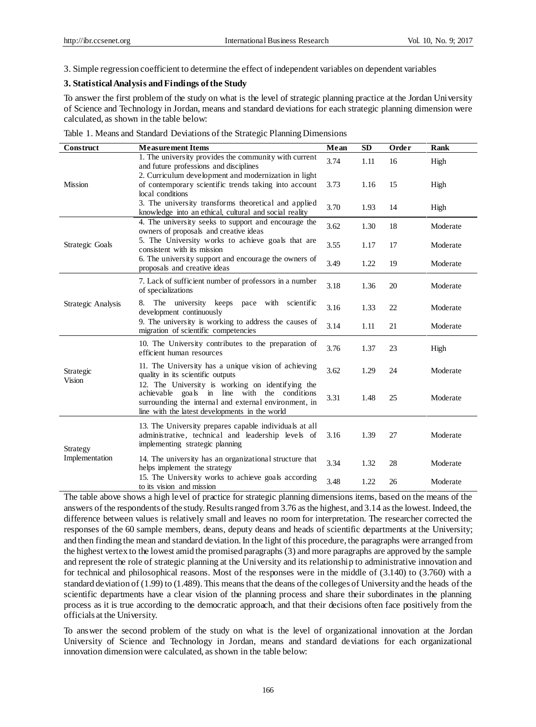3. Simple regression coefficient to determine the effect of independent variables on dependent variables

## 3. Statistical Analysis and Findings of the Study

To answer the first problem of the study on what is the level of strategic planning practice at the Jordan University of Science and Technology in Jordan, means and standard deviations for each strategic planning dimension were calculated, as shown in the table below:

Table 1. Means and Standard Deviations of the Strategic Planning Dimensions

| Construct | Measurement Items | Mean | SD | Order | Rank |
|---|---|---|---|---|---|
| Mission | 1. The university provides the community with current and future professions and disciplines | 3.74 | 1.11 | 16 | High |
| | 2. Curriculum development and modernization in light of contemporary scientific trends taking into account local conditions | 3.73 | 1.16 | 15 | High |
| | 3. The university transforms theoretical and applied knowledge into an ethical, cultural and social reality | 3.70 | 1.93 | 14 | High |
| Strategic Goals | 4. The university seeks to support and encourage the owners of proposals and creative ideas | 3.62 | 1.30 | 18 | Moderate |
| | 5. The University works to achieve goals that are consistent with its mission | 3.55 | 1.17 | 17 | Moderate |
| | 6. The university support and encourage the owners of proposals and creative ideas | 3.49 | 1.22 | 19 | Moderate |
| Strategic Analysis | 7. Lack of sufficient number of professors in a number of specializations | 3.18 | 1.36 | 20 | Moderate |
| | 8. The university keeps pace with scientific development continuously | 3.16 | 1.33 | 22 | Moderate |
| | 9. The university is working to address the causes of migration of scientific competencies | 3.14 | 1.11 | 21 | Moderate |
| Strategic Vision | 10. The University contributes to the preparation of efficient human resources | 3.76 | 1.37 | 23 | High |
| | 11. The University has a unique vision of achieving quality in its scientific outputs | 3.62 | 1.29 | 24 | Moderate |
| | 12. The University is working on identifying the achievable goals in line with the conditions surrounding the internal and external environment, in line with the latest developments in the world | 3.31 | 1.48 | 25 | Moderate |
| Strategy Implementation | 13. The University prepares capable individuals at all administrative, technical and leadership levels of implementing strategic planning | 3.16 | 1.39 | 27 | Moderate |
| | 14. The university has an organizational structure that helps implement the strategy | 3.34 | 1.32 | 28 | Moderate |
| | 15. The University works to achieve goals according to its vision and mission | 3.48 | 1.22 | 26 | Moderate |

The table above shows a high level of practice for strategic planning dimensions items, based on the means of the answers of the respondents of the study. Results ranged from 3.76 as the highest, and 3.14 as the lowest. Indeed, the difference between values is relatively small and leaves no room for interpretation. The researcher corrected the responses of the 60 sample members, deans, deputy deans and heads of scientific departments at the University; and then finding the mean and standard deviation. In the light of this procedure, the paragraphs were arranged from the highest vertex to the lowest amid the promised paragraphs (3) and more paragraphs are approved by the sample and represent the role of strategic planning at the University and its relationship to administrative innovation and for technical and philosophical reasons. Most of the responses were in the middle of (3.140) to (3.760) with a standard deviation of (1.99) to (1.489). This means that the deans of the colleges of University and the heads of the scientific departments have a clear vision of the planning process and share their subordinates in the planning process as it is true according to the democratic approach, and that their decisions often face positively from the officials at the University.

To answer the second problem of the study on what is the level of organizational innovation at the Jordan University of Science and Technology in Jordan, means and standard deviations for each organizational innovation dimension were calculated, as shown in the table below: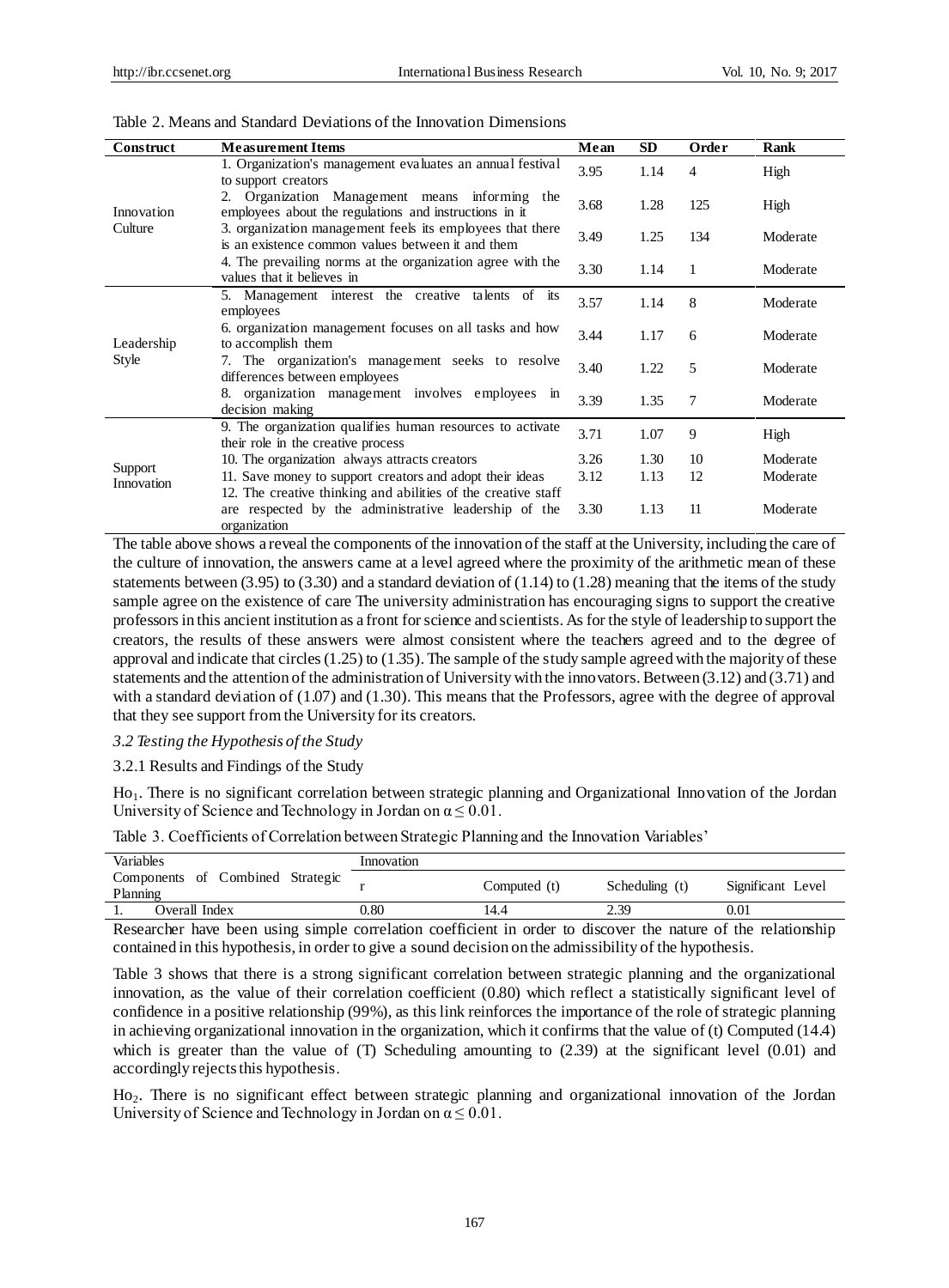Table 2. Means and Standard Deviations of the Innovation Dimensions

| Construct | Measurement Items | Mean | SD | Order | Rank |
|---|---|---|---|---|---|
| Innovation Culture | 1. Organization's management evaluates an annual festival to support creators | 3.95 | 1.14 | 4 | High |
| | 2. Organization Management means informing the employees about the regulations and instructions in it | 3.68 | 1.28 | 125 | High |
| | 3. organization management feels its employees that there is an existence common values between it and them | 3.49 | 1.25 | 134 | Moderate |
| | 4. The prevailing norms at the organization agree with the values that it believes in | 3.30 | 1.14 | 1 | Moderate |
| Leadership Style | 5. Management interest the creative talents of its employees | 3.57 | 1.14 | 8 | Moderate |
| | 6. organization management focuses on all tasks and how to accomplish them | 3.44 | 1.17 | 6 | Moderate |
| | 7. The organization's management seeks to resolve differences between employees | 3.40 | 1.22 | 5 | Moderate |
| | 8. organization management involves employees in decision making | 3.39 | 1.35 | 7 | Moderate |
| Support Innovation | 9. The organization qualifies human resources to activate their role in the creative process | 3.71 | 1.07 | 9 | High |
| | 10. The organization always attracts creators | 3.26 | 1.30 | 10 | Moderate |
| | 11. Save money to support creators and adopt their ideas | 3.12 | 1.13 | 12 | Moderate |
| | 12. The creative thinking and abilities of the creative staff are respected by the administrative leadership of the organization | 3.30 | 1.13 | 11 | Moderate |

The table above shows a reveal the components of the innovation of the staff at the University, including the care of the culture of innovation, the answers came at a level agreed where the proximity of the arithmetic mean of these statements between (3.95) to (3.30) and a standard deviation of (1.14) to (1.28) meaning that the items of the study sample agree on the existence of care The university administration has encouraging signs to support the creative professors in this ancient institution as a front for science and scientists. As for the style of leadership to support the creators, the results of these answers were almost consistent where the teachers agreed and to the degree of approval and indicate that circles (1.25) to (1.35). The sample of the study sample agreed with the majority of these statements and the attention of the administration of University with the innovators. Between (3.12) and (3.71) and with a standard deviation of (1.07) and (1.30). This means that the Professors, agree with the degree of approval that they see support from the University for its creators.

*3.2 Testing the Hypothesis of the Study*

3.2.1 Results and Findings of the Study

$Ho_1$. There is no significant correlation between strategic planning and Organizational Innovation of the Jordan University of Science and Technology in Jordan on $\alpha \leq 0.01$.

Table 3. Coefficients of Correlation between Strategic Planning and the Innovation Variables'

| Variables | Innovation | | | |
|---|---|---|---|---|
| Components of Combined Strategic Planning | r | Computed (t) | Scheduling (t) | Significant Level |
| 1. Overall Index | 0.80 | 14.4 | 2.39 | 0.01 |

Researcher have been using simple correlation coefficient in order to discover the nature of the relationship contained in this hypothesis, in order to give a sound decision on the admissibility of the hypothesis.

Table 3 shows that there is a strong significant correlation between strategic planning and the organizational innovation, as the value of their correlation coefficient (0.80) which reflect a statistically significant level of confidence in a positive relationship (99%), as this link reinforces the importance of the role of strategic planning in achieving organizational innovation in the organization, which it confirms that the value of (t) Computed (14.4) which is greater than the value of (T) Scheduling amounting to (2.39) at the significant level (0.01) and accordingly rejects this hypothesis.

$Ho_2$. There is no significant effect between strategic planning and organizational innovation of the Jordan University of Science and Technology in Jordan on $\alpha \leq 0.01$.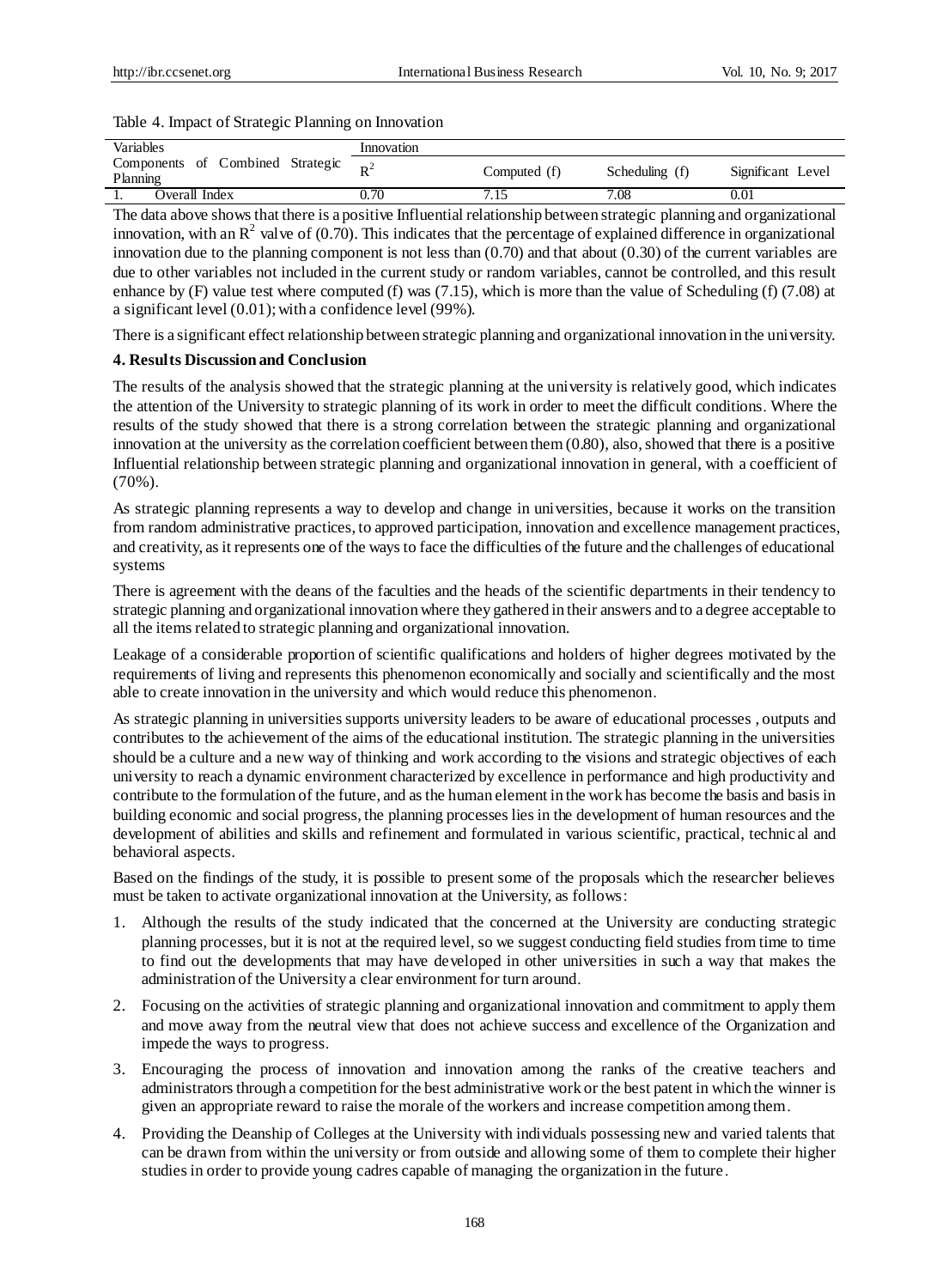Table 4. Impact of Strategic Planning on Innovation

| Variables | Innovation | | | |
|---|---|---|---|---|
| Components of Combined Strategic Planning | $R^2$ | Computed (f) | Scheduling (f) | Significant Level |
| 1. Overall Index | 0.70 | 7.15 | 7.08 | 0.01 |

The data above shows that there is a positive Influential relationship between strategic planning and organizational innovation, with an $R^2$ valve of (0.70). This indicates that the percentage of explained difference in organizational innovation due to the planning component is not less than (0.70) and that about (0.30) of the current variables are due to other variables not included in the current study or random variables, cannot be controlled, and this result enhance by (F) value test where computed (f) was (7.15), which is more than the value of Scheduling (f) (7.08) at a significant level (0.01); with a confidence level (99%).

There is a significant effect relationship between strategic planning and organizational innovation in the university.

## 4. Results Discussion and Conclusion

The results of the analysis showed that the strategic planning at the university is relatively good, which indicates the attention of the University to strategic planning of its work in order to meet the difficult conditions. Where the results of the study showed that there is a strong correlation between the strategic planning and organizational innovation at the university as the correlation coefficient between them (0.80), also, showed that there is a positive Influential relationship between strategic planning and organizational innovation in general, with a coefficient of (70%).

As strategic planning represents a way to develop and change in universities, because it works on the transition from random administrative practices, to approved participation, innovation and excellence management practices, and creativity, as it represents one of the ways to face the difficulties of the future and the challenges of educational systems

There is agreement with the deans of the faculties and the heads of the scientific departments in their tendency to strategic planning and organizational innovation where they gathered in their answers and to a degree acceptable to all the items related to strategic planning and organizational innovation.

Leakage of a considerable proportion of scientific qualifications and holders of higher degrees motivated by the requirements of living and represents this phenomenon economically and socially and scientifically and the most able to create innovation in the university and which would reduce this phenomenon.

As strategic planning in universities supports university leaders to be aware of educational processes , outputs and contributes to the achievement of the aims of the educational institution. The strategic planning in the universities should be a culture and a new way of thinking and work according to the visions and strategic objectives of each university to reach a dynamic environment characterized by excellence in performance and high productivity and contribute to the formulation of the future, and as the human element in the work has become the basis and basis in building economic and social progress, the planning processes lies in the development of human resources and the development of abilities and skills and refinement and formulated in various scientific, practical, technical and behavioral aspects.

Based on the findings of the study, it is possible to present some of the proposals which the researcher believes must be taken to activate organizational innovation at the University, as follows:

1. Although the results of the study indicated that the concerned at the University are conducting strategic planning processes, but it is not at the required level, so we suggest conducting field studies from time to time to find out the developments that may have developed in other universities in such a way that makes the administration of the University a clear environment for turn around.
2. Focusing on the activities of strategic planning and organizational innovation and commitment to apply them and move away from the neutral view that does not achieve success and excellence of the Organization and impede the ways to progress.
3. Encouraging the process of innovation and innovation among the ranks of the creative teachers and administrators through a competition for the best administrative work or the best patent in which the winner is given an appropriate reward to raise the morale of the workers and increase competition among them.
4. Providing the Deanship of Colleges at the University with individuals possessing new and varied talents that can be drawn from within the university or from outside and allowing some of them to complete their higher studies in order to provide young cadres capable of managing the organization in the future.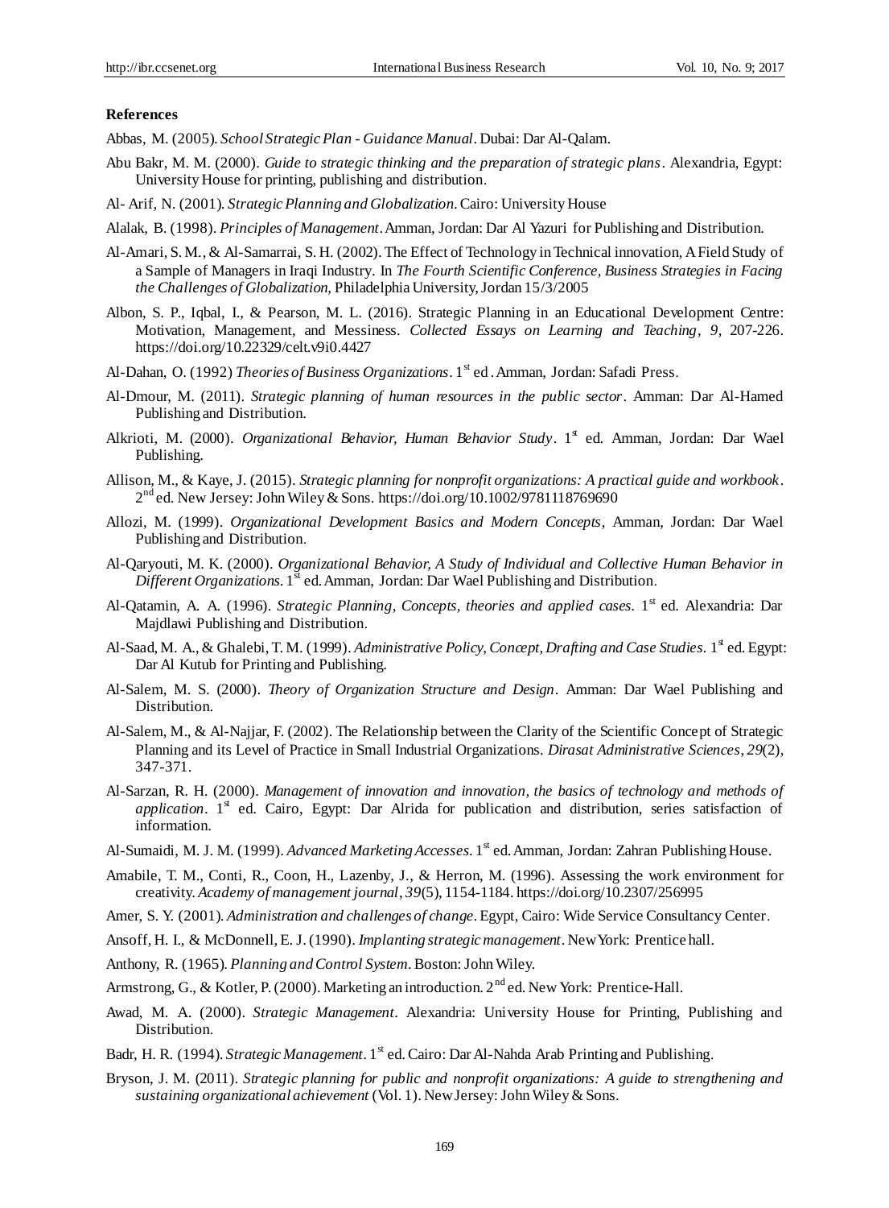## References

Abbas, M. (2005). *School Strategic Plan - Guidance Manual*. Dubai: Dar Al-Qalam.

Abu Bakr, M. M. (2000). *Guide to strategic thinking and the preparation of strategic plans*. Alexandria, Egypt: University House for printing, publishing and distribution.

Al- Arif, N. (2001). *Strategic Planning and Globalization*. Cairo: University House

Alalak, B. (1998). *Principles of Management*. Amman, Jordan: Dar Al Yazuri for Publishing and Distribution.

Al-Amari, S. M., & Al-Samarrai, S. H. (2002). The Effect of Technology in Technical innovation, A Field Study of a Sample of Managers in Iraqi Industry. In *The Fourth Scientific Conference, Business Strategies in Facing the Challenges of Globalization*, Philadelphia University, Jordan 15/3/2005

Albon, S. P., Iqbal, I., & Pearson, M. L. (2016). Strategic Planning in an Educational Development Centre: Motivation, Management, and Messiness. *Collected Essays on Learning and Teaching*, *9*, 207-226. https://doi.org/10.22329/celt.v9i0.4427

Al-Dahan, O. (1992) *Theories of Business Organizations*. 1st ed . Amman, Jordan: Safadi Press.

Al-Dmour, M. (2011). *Strategic planning of human resources in the public sector*. Amman: Dar Al-Hamed Publishing and Distribution.

Alkrioti, M. (2000). *Organizational Behavior, Human Behavior Study*. 1st ed. Amman, Jordan: Dar Wael Publishing.

Allison, M., & Kaye, J. (2015). *Strategic planning for nonprofit organizations: A practical guide and workbook*. 2nd ed. New Jersey: John Wiley & Sons. https://doi.org/10.1002/9781118769690

Allozi, M. (1999). *Organizational Development Basics and Modern Concepts*, Amman, Jordan: Dar Wael Publishing and Distribution.

Al-Qaryouti, M. K. (2000). *Organizational Behavior, A Study of Individual and Collective Human Behavior in Different Organizations*. 1st ed. Amman, Jordan: Dar Wael Publishing and Distribution.

Al-Qatamin, A. A. (1996). *Strategic Planning, Concepts, theories and applied cases*. 1st ed. Alexandria: Dar Majdlawi Publishing and Distribution.

Al-Saad, M. A., & Ghalebi, T. M. (1999). *Administrative Policy, Concept, Drafting and Case Studies*. 1st ed. Egypt: Dar Al Kutub for Printing and Publishing.

Al-Salem, M. S. (2000). *Theory of Organization Structure and Design*. Amman: Dar Wael Publishing and Distribution.

Al-Salem, M., & Al-Najjar, F. (2002). The Relationship between the Clarity of the Scientific Concept of Strategic Planning and its Level of Practice in Small Industrial Organizations. *Dirasat Administrative Sciences*, *29*(2), 347-371.

Al-Sarzan, R. H. (2000). *Management of innovation and innovation, the basics of technology and methods of application*. 1st ed. Cairo, Egypt: Dar Alrida for publication and distribution, series satisfaction of information.

Al-Sumaidi, M. J. M. (1999). *Advanced Marketing Accesses*. 1st ed. Amman, Jordan: Zahran Publishing House.

Amabile, T. M., Conti, R., Coon, H., Lazenby, J., & Herron, M. (1996). Assessing the work environment for creativity. *Academy of management journal*, *39*(5), 1154-1184. https://doi.org/10.2307/256995

Amer, S. Y. (2001). *Administration and challenges of change*. Egypt, Cairo: Wide Service Consultancy Center.

Ansoff, H. I., & McDonnell, E. J. (1990). *Implanting strategic management*. New York: Prentice hall.

Anthony, R. (1965). *Planning and Control System*. Boston: John Wiley.

Armstrong, G., & Kotler, P. (2000). Marketing an introduction. 2nd ed. New York: Prentice-Hall.

Awad, M. A. (2000). *Strategic Management*. Alexandria: University House for Printing, Publishing and Distribution.

Badr, H. R. (1994). *Strategic Management*. 1st ed. Cairo: Dar Al-Nahda Arab Printing and Publishing.

Bryson, J. M. (2011). *Strategic planning for public and nonprofit organizations: A guide to strengthening and sustaining organizational achievement* (Vol. 1). New Jersey: John Wiley & Sons.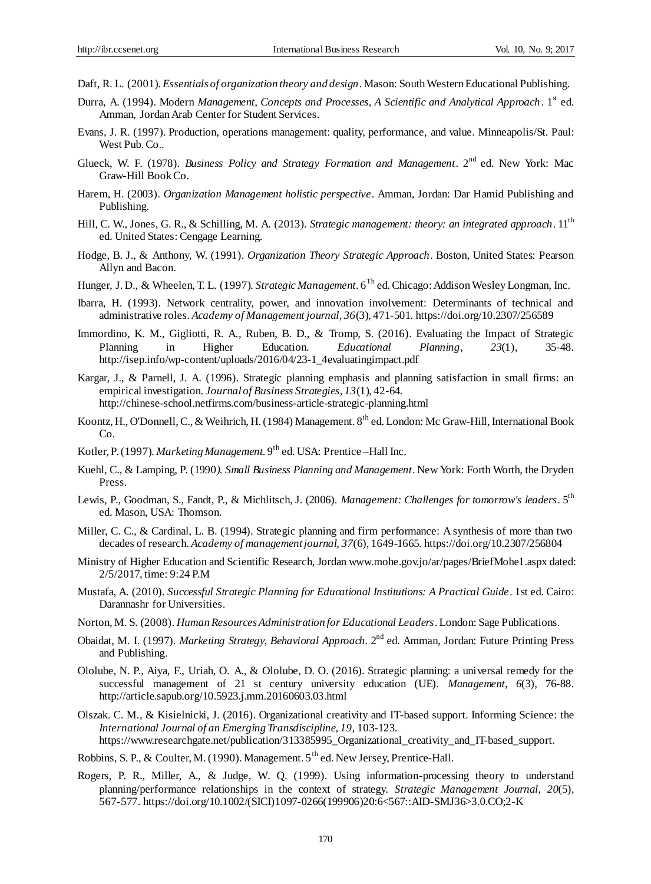Daft, R. L. (2001). *Essentials of organization theory and design*. Mason: South Western Educational Publishing.

Durra, A. (1994). Modern *Management, Concepts and Processes, A Scientific and Analytical Approach*. 1st ed. Amman, Jordan Arab Center for Student Services.

Evans, J. R. (1997). Production, operations management: quality, performance, and value. Minneapolis/St. Paul: West Pub. Co..

Glueck, W. F. (1978). *Business Policy and Strategy Formation and Management*. 2nd ed. New York: Mac Graw-Hill Book Co.

Harem, H. (2003). *Organization Management holistic perspective*. Amman, Jordan: Dar Hamid Publishing and Publishing.

Hill, C. W., Jones, G. R., & Schilling, M. A. (2013). *Strategic management: theory: an integrated approach*. 11th ed. United States: Cengage Learning.

Hodge, B. J., & Anthony, W. (1991). *Organization Theory Strategic Approach*. Boston, United States: Pearson Allyn and Bacon.

Hunger, J. D., & Wheelen, T. L. (1997). *Strategic Management*. 6Th ed. Chicago: Addison Wesley Longman, Inc.

Ibarra, H. (1993). Network centrality, power, and innovation involvement: Determinants of technical and administrative roles. *Academy of Management journal, 36*(3), 471-501. https://doi.org/10.2307/256589

Immordino, K. M., Gigliotti, R. A., Ruben, B. D., & Tromp, S. (2016). Evaluating the Impact of Strategic Planning in Higher Education. *Educational Planning*, *23*(1), 35-48. http://isep.info/wp-content/uploads/2016/04/23-1_4evaluatingimpact.pdf

Kargar, J., & Parnell, J. A. (1996). Strategic planning emphasis and planning satisfaction in small firms: an empirical investigation. *Journal of Business Strategies*, *13*(1), 42-64. http://chinese-school.netfirms.com/business-article-strategic-planning.html

Koontz, H., O'Donnell, C., & Weihrich, H. (1984) Management. 8th ed. London: Mc Graw-Hill, International Book Co.

Kotler, P. (1997). *Marketing Management*. 9th ed. USA: Prentice –Hall Inc.

Kuehl, C., & Lamping, P. (1990*). Small Business Planning and Management*. New York: Forth Worth, the Dryden Press.

Lewis, P., Goodman, S., Fandt, P., & Michlitsch, J. (2006). *Management: Challenges for tomorrow's leaders*. 5th ed. Mason, USA: Thomson.

Miller, C. C., & Cardinal, L. B. (1994). Strategic planning and firm performance: A synthesis of more than two decades of research. *Academy of management journal, 37*(6), 1649-1665. https://doi.org/10.2307/256804

Ministry of Higher Education and Scientific Research, Jordan www.mohe.gov.jo/ar/pages/BriefMohe1.aspx dated: 2/5/2017, time: 9:24 P.M

Mustafa, A. (2010). *Successful Strategic Planning for Educational Institutions: A Practical Guide*. 1st ed. Cairo: Darannashr for Universities.

Norton, M. S. (2008). *Human Resources Administration for Educational Leaders*. London: Sage Publications.

Obaidat, M. I. (1997). *Marketing Strategy, Behavioral Approach*. 2nd ed. Amman, Jordan: Future Printing Press and Publishing.

Ololube, N. P., Aiya, F., Uriah, O. A., & Ololube, D. O. (2016). Strategic planning: a universal remedy for the successful management of 21 st century university education (UE). *Management*, *6*(3), 76-88. http://article.sapub.org/10.5923.j.mm.20160603.03.html

Olszak. C. M., & Kisielnicki, J. (2016). Organizational creativity and IT-based support. Informing Science: the *International Journal of an Emerging Transdiscipline, 19*, 103-123. https://www.researchgate.net/publication/313385995_Organizational_creativity_and_IT-based_support.

Robbins, S. P., & Coulter, M. (1990). Management. 5th ed. New Jersey, Prentice-Hall.

Rogers, P. R., Miller, A., & Judge, W. Q. (1999). Using information-processing theory to understand planning/performance relationships in the context of strategy. *Strategic Management Journal, 20*(5), 567-577. https://doi.org/10.1002/(SICI)1097-0266(199906)20:6<567::AID-SMJ36>3.0.CO;2-K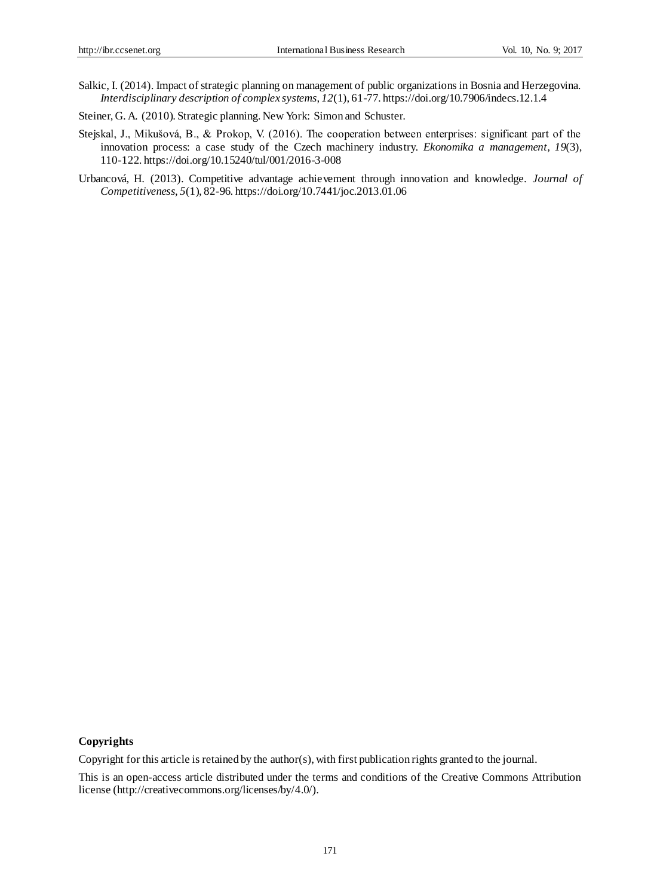Salkic, I. (2014). Impact of strategic planning on management of public organizations in Bosnia and Herzegovina. *Interdisciplinary description of complex systems, 12*(1), 61-77. https://doi.org/10.7906/indecs.12.1.4

Steiner, G. A. (2010). Strategic planning. New York: Simon and Schuster.

Stejskal, J., Mikušová, B., & Prokop, V. (2016). The cooperation between enterprises: significant part of the innovation process: a case study of the Czech machinery industry. *Ekonomika a management, 19*(3), 110-122. https://doi.org/10.15240/tul/001/2016-3-008

Urbancová, H. (2013). Competitive advantage achievement through innovation and knowledge. *Journal of Competitiveness, 5*(1), 82-96. https://doi.org/10.7441/joc.2013.01.06

**Copyrights**

Copyright for this article is retained by the author(s), with first publication rights granted to the journal.

This is an open-access article distributed under the terms and conditions of the Creative Commons Attribution license (http://creativecommons.org/licenses/by/4.0/).